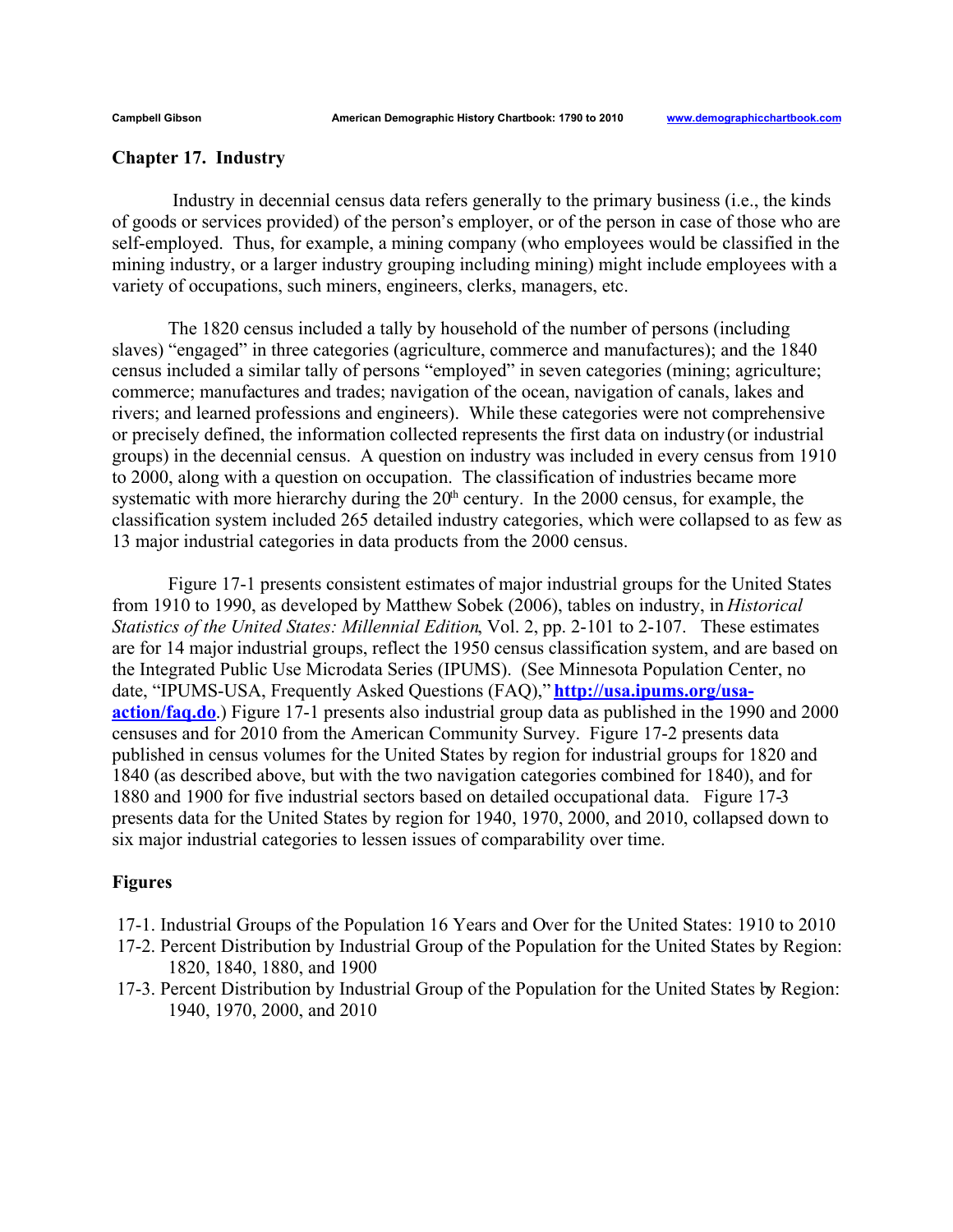## Chapter 17. Industry

Industry in decennial census data refers generally to the primary business (i.e., the kinds of goods or services provided) of the person's employer, or of the person in case of those who are self-employed. Thus, for example, a mining company (who employees would be classified in the mining industry, or a larger industry grouping including mining) might include employees with a variety of occupations, such miners, engineers, clerks, managers, etc.

The 1820 census included a tally by household of the number of persons (including slaves) "engaged" in three categories (agriculture, commerce and manufactures); and the 1840 census included a similar tally of persons "employed" in seven categories (mining; agriculture; commerce; manufactures and trades; navigation of the ocean, navigation of canals, lakes and rivers; and learned professions and engineers). While these categories were not comprehensive or precisely defined, the information collected represents the first data on industry (or industrial groups) in the decennial census. A question on industry was included in every census from 1910 to 2000, along with a question on occupation. The classification of industries became more systematic with more hierarchy during the 20th century. In the 2000 census, for example, the classification system included 265 detailed industry categories, which were collapsed to as few as 13 major industrial categories in data products from the 2000 census.

Figure 17-1 presents consistent estimates of major industrial groups for the United States from 1910 to 1990, as developed by Matthew Sobek (2006), tables on industry, in *Historical Statistics of the United States: Millennial Edition*, Vol. 2, pp. 2-101 to 2-107. These estimates are for 14 major industrial groups, reflect the 1950 census classification system, and are based on the Integrated Public Use Microdata Series (IPUMS). (See Minnesota Population Center, no date, "IPUMS-USA, Frequently Asked Questions (FAQ)," **http://usa.ipums.org/usa-action/faq.do**.) Figure 17-1 presents also industrial group data as published in the 1990 and 2000 censuses and for 2010 from the American Community Survey. Figure 17-2 presents data published in census volumes for the United States by region for industrial groups for 1820 and 1840 (as described above, but with the two navigation categories combined for 1840), and for 1880 and 1900 for five industrial sectors based on detailed occupational data. Figure 17-3 presents data for the United States by region for 1940, 1970, 2000, and 2010, collapsed down to six major industrial categories to lessen issues of comparability over time.

### Figures

17-1. Industrial Groups of the Population 16 Years and Over for the United States: 1910 to 2010

17-2. Percent Distribution by Industrial Group of the Population for the United States by Region: 1820, 1840, 1880, and 1900

17-3. Percent Distribution by Industrial Group of the Population for the United States by Region: 1940, 1970, 2000, and 2010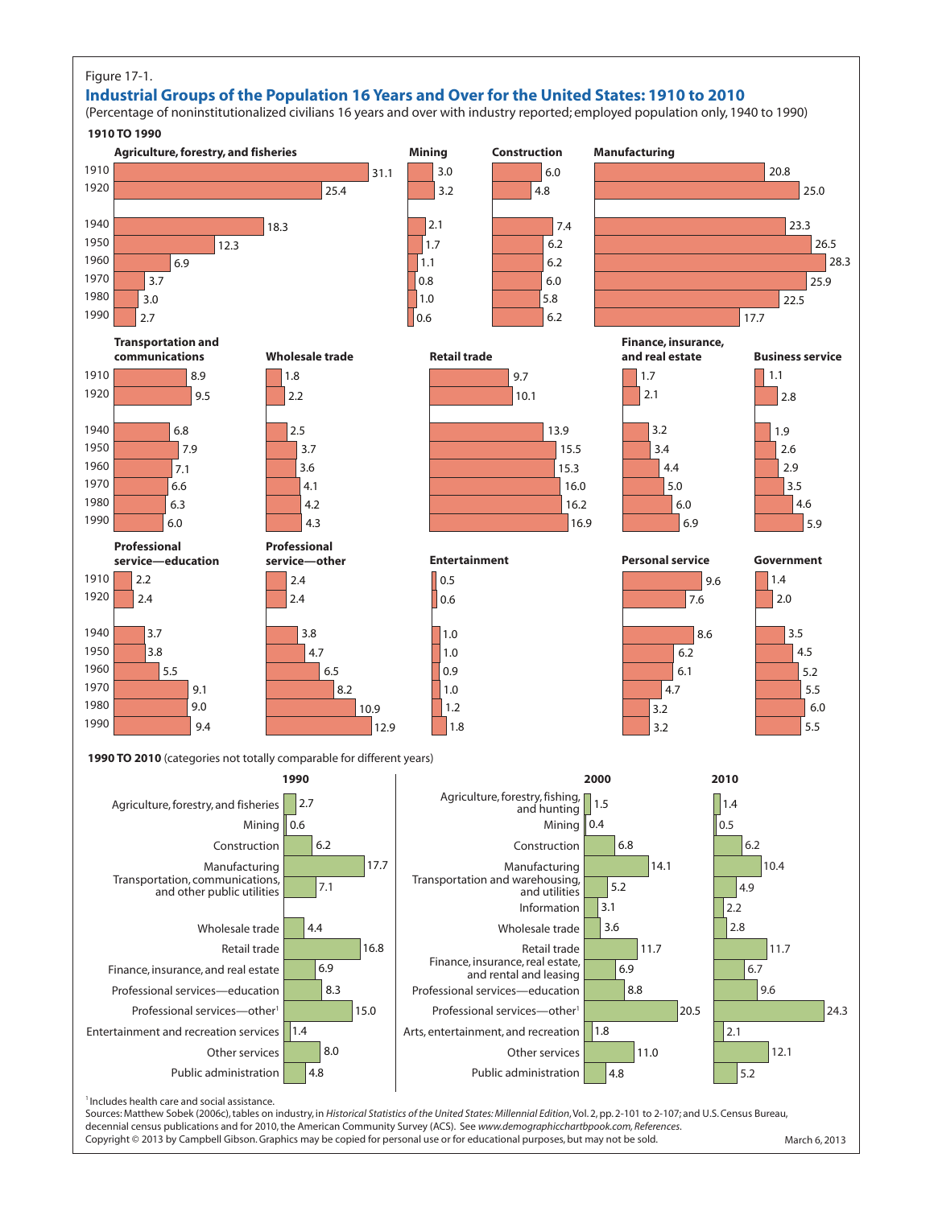Figure 17-1.

## Industrial Groups of the Population 16 Years and Over for the United States: 1910 to 2010

(Percentage of noninstitutionalized civilians 16 years and over with industry reported; employed population only, 1940 to 1990)

**1910 TO 1990**

**Agriculture, forestry, and fisheries**
1910 31.1
1920 25.4
1940 18.3
1950 12.3
1960 6.9
1970 3.7
1980 3.0
1990 2.7

**Mining**
3.0
3.2
2.1
1.7
1.1
0.8
1.0
0.6

**Construction**
6.0
4.8
7.4
6.2
6.2
6.0
5.8
6.2

**Manufacturing**
20.8
25.0
23.3
26.5
28.3
25.9
22.5
17.7

**Transportation and communications**
1910 8.9
1920 9.5
1940 6.8
1950 7.9
1960 7.1
1970 6.6
1980 6.3
1990 6.0

**Wholesale trade**
1.8
2.2
2.5
3.7
3.6
4.1
4.2
4.3

**Retail trade**
9.7
10.1
13.9
15.5
15.3
16.0
16.2
16.9

**Finance, insurance, and real estate**
1.7
2.1
3.2
3.4
4.4
5.0
6.0
6.9

**Business service**
1.1
2.8
1.9
2.6
2.9
3.5
4.6
5.9

**Professional service—education**
1910 2.2
1920 2.4
1940 3.7
1950 3.8
1960 5.5
1970 9.1
1980 9.0
1990 9.4

**Professional service—other**
2.4
2.4
3.8
4.7
6.5
8.2
10.9
12.9

**Entertainment**
0.5
0.6
1.0
1.0
0.9
1.0
1.2
1.8

**Personal service**
9.6
7.6
8.6
6.2
6.1
4.7
3.2
3.2

**Government**
1.4
2.0
3.5
4.5
5.2
5.5
6.0
5.5

**1990 TO 2010** (categories not totally comparable for different years)

**1990**
Agriculture, forestry, and fisheries 2.7
Mining 0.6
Construction 6.2
Manufacturing 17.7
Transportation, communications, and other public utilities 7.1
Wholesale trade 4.4
Retail trade 16.8
Finance, insurance, and real estate 6.9
Professional services—education 8.3
Professional services—other[1] 15.0
Entertainment and recreation services 1.4
Other services 8.0
Public administration 4.8

**2000** / **2010**
Agriculture, forestry, fishing, and hunting 1.5 / 1.4
Mining 0.4 / 0.5
Construction 6.8 / 6.2
Manufacturing 14.1 / 10.4
Transportation and warehousing, and utilities 5.2 / 4.9
Information 3.1 / 2.2
Wholesale trade 3.6 / 2.8
Retail trade 11.7 / 11.7
Finance, insurance, real estate, and rental and leasing 6.9 / 6.7
Professional services—education 8.8 / 9.6
Professional services—other[1] 20.5 / 24.3
Arts, entertainment, and recreation 1.8 / 2.1
Other services 11.0 / 12.1
Public administration 4.8 / 5.2

[1] Includes health care and social assistance.

Sources: Matthew Sobek (2006c), tables on industry, in *Historical Statistics of the United States: Millennial Edition*, Vol. 2, pp. 2-101 to 2-107; and U.S. Census Bureau, decennial census publications and for 2010, the American Community Survey (ACS). See *www.demographicchartbook.com, References*.

Copyright © 2013 by Campbell Gibson. Graphics may be copied for personal use or for educational purposes, but may not be sold.

March 6, 2013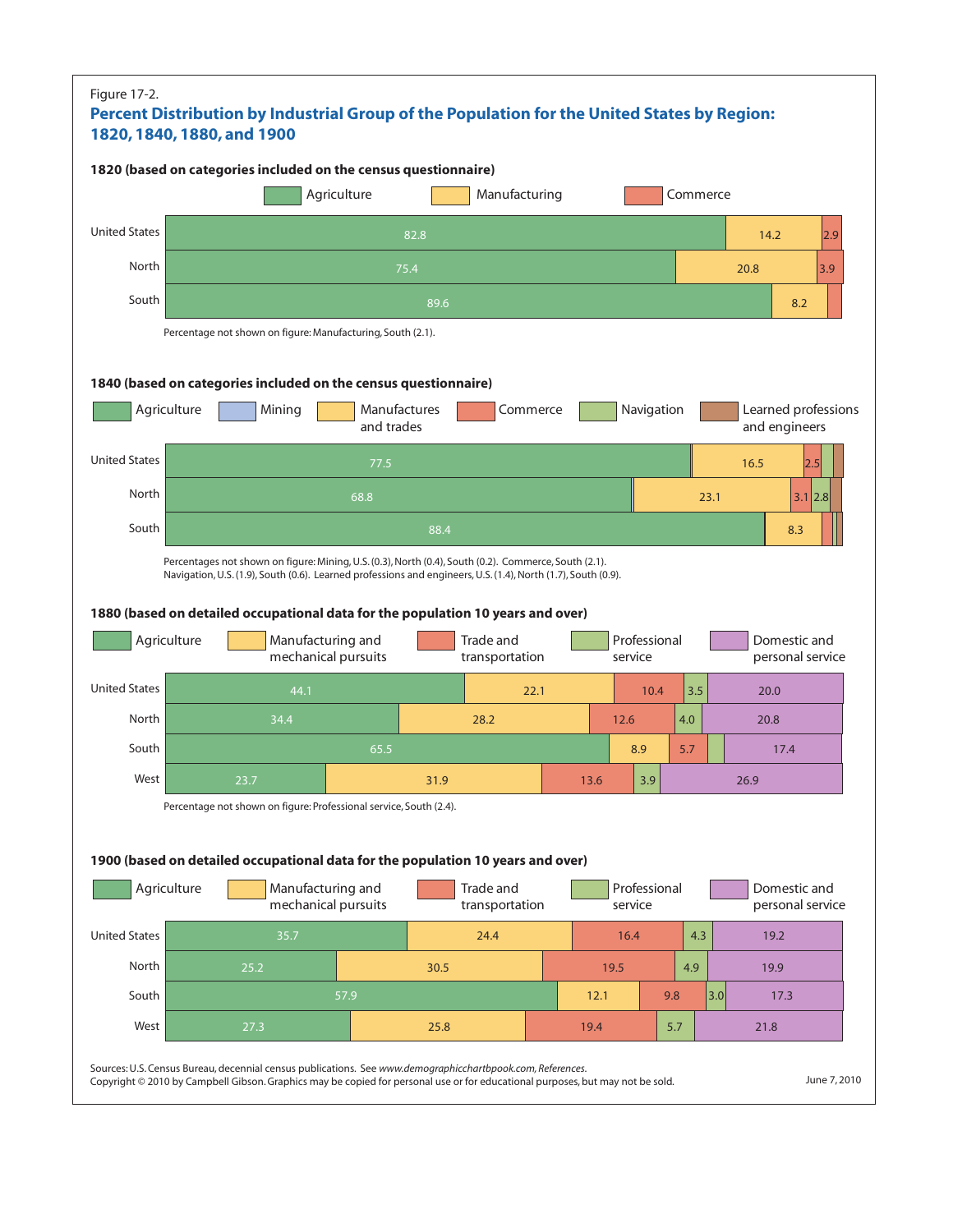Figure 17-2.

## Percent Distribution by Industrial Group of the Population for the United States by Region: 1820, 1840, 1880, and 1900

### 1820 (based on categories included on the census questionnaire)

Agriculture
Manufacturing
Commerce

United States
82.8
14.2
2.9

North
75.4
20.8
3.9

South
89.6
8.2

Percentage not shown on figure: Manufacturing, South (2.1).

### 1840 (based on categories included on the census questionnaire)

Agriculture
Mining
Manufactures and trades
Commerce
Navigation
Learned professions and engineers

United States
77.5
16.5
2.5

North
68.8
23.1
3.1
2.8

South
88.4
8.3

Percentages not shown on figure: Mining, U.S. (0.3), North (0.4), South (0.2). Commerce, South (2.1). Navigation, U.S. (1.9), South (0.6). Learned professions and engineers, U.S. (1.4), North (1.7), South (0.9).

### 1880 (based on detailed occupational data for the population 10 years and over)

Agriculture
Manufacturing and mechanical pursuits
Trade and transportation
Professional service
Domestic and personal service

United States
44.1
22.1
10.4
3.5
20.0

North
34.4
28.2
12.6
4.0
20.8

South
65.5
8.9
5.7
17.4

West
23.7
31.9
13.6
3.9
26.9

Percentage not shown on figure: Professional service, South (2.4).

### 1900 (based on detailed occupational data for the population 10 years and over)

Agriculture
Manufacturing and mechanical pursuits
Trade and transportation
Professional service
Domestic and personal service

United States
35.7
24.4
16.4
4.3
19.2

North
25.2
30.5
19.5
4.9
19.9

South
57.9
12.1
9.8
3.0
17.3

West
27.3
25.8
19.4
5.7
21.8

Sources: U.S. Census Bureau, decennial census publications. See *www.demographicchartbook.com, References.*
Copyright © 2010 by Campbell Gibson. Graphics may be copied for personal use or for educational purposes, but may not be sold.

June 7, 2010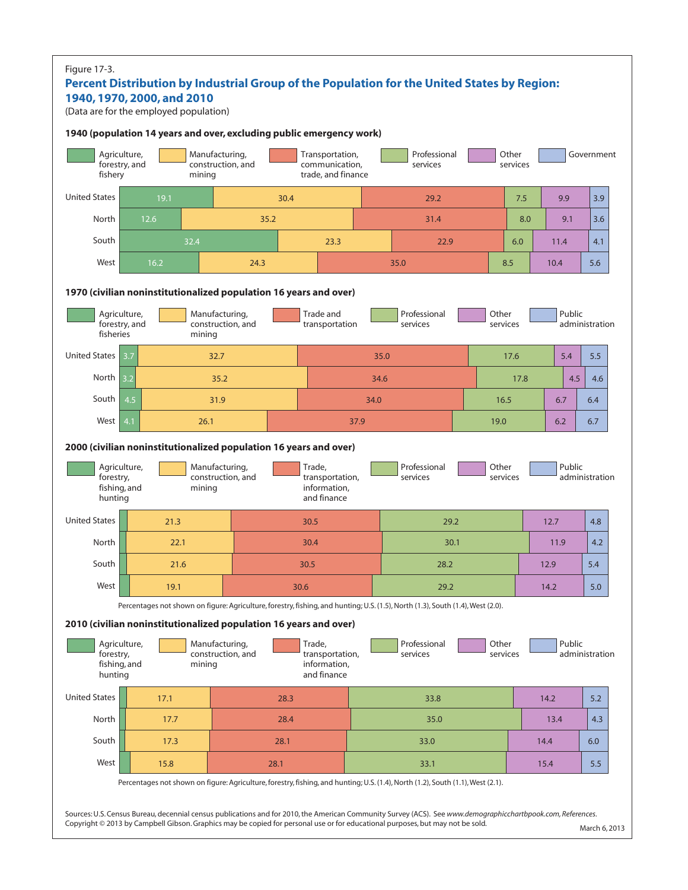Figure 17-3.

## Percent Distribution by Industrial Group of the Population for the United States by Region: 1940, 1970, 2000, and 2010

(Data are for the employed population)

**1940 (population 14 years and over, excluding public emergency work)**

Agriculture, forestry, and fishery
Manufacturing, construction, and mining
Transportation, communication, trade, and finance
Professional services
Other services
Government

United States 19.1 30.4 29.2 7.5 9.9 3.9
North 12.6 35.2 31.4 8.0 9.1 3.6
South 32.4 23.3 22.9 6.0 11.4 4.1
West 16.2 24.3 35.0 8.5 10.4 5.6

**1970 (civilian noninstitutionalized population 16 years and over)**

Agriculture, forestry, and fisheries
Manufacturing, construction, and mining
Trade and transportation
Professional services
Other services
Public administration

United States 3.7 32.7 35.0 17.6 5.4 5.5
North 3.2 35.2 34.6 17.8 4.5 4.6
South 4.5 31.9 34.0 16.5 6.7 6.4
West 4.1 26.1 37.9 19.0 6.2 6.7

**2000 (civilian noninstitutionalized population 16 years and over)**

Agriculture, forestry, fishing, and hunting
Manufacturing, construction, and mining
Trade, transportation, information, and finance
Professional services
Other services
Public administration

United States 21.3 30.5 29.2 12.7 4.8
North 22.1 30.4 30.1 11.9 4.2
South 21.6 30.5 28.2 12.9 5.4
West 19.1 30.6 29.2 14.2 5.0

Percentages not shown on figure: Agriculture, forestry, fishing, and hunting; U.S. (1.5), North (1.3), South (1.4), West (2.0).

**2010 (civilian noninstitutionalized population 16 years and over)**

Agriculture, forestry, fishing, and hunting
Manufacturing, construction, and mining
Trade, transportation, information, and finance
Professional services
Other services
Public administration

United States 17.1 28.3 33.8 14.2 5.2
North 17.7 28.4 35.0 13.4 4.3
South 17.3 28.1 33.0 14.4 6.0
West 15.8 28.1 33.1 15.4 5.5

Percentages not shown on figure: Agriculture, forestry, fishing, and hunting; U.S. (1.4), North (1.2), South (1.1), West (2.1).

Sources: U.S. Census Bureau, decennial census publications and for 2010, the American Community Survey (ACS). See *www.demographicchartbook.com, References.*
Copyright © 2013 by Campbell Gibson. Graphics may be copied for personal use or for educational purposes, but may not be sold.

March 6, 2013